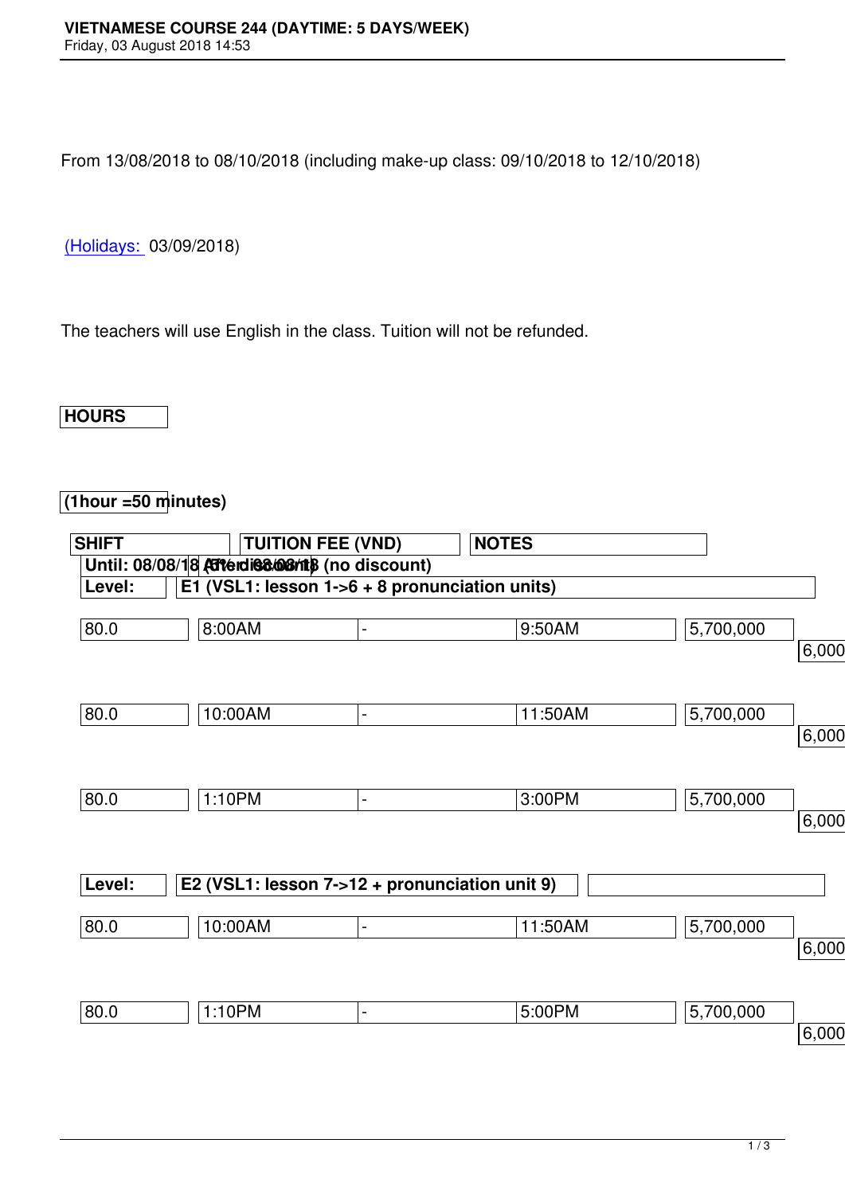# VIETNAMESE COURSE 244 (DAYTIME: 5 DAYS/WEEK)

Friday, 03 August 2018 14:53

From 13/08/2018 to 08/10/2018 (including make-up class: 09/10/2018 to 12/10/2018)

(Holidays: 03/09/2018)

The teachers will use English in the class. Tuition will not be refunded.

| HOURS | | | | | |
|---|---|---|---|---|---|
| (1hour =50 minutes) | | | | | |
| | SHIFT | | | TUITION FEE (VND) | NOTES |
| | | | | Until: 08/08/18 (5% discount) | After 08/08/18 (no discount) |
| **Level:** | **E1 (VSL1: lesson 1->6 + 8 pronunciation units)** | | | | |
| 80.0 | 8:00AM | - | 9:50AM | 5,700,000 | 6,000 |
| 80.0 | 10:00AM | - | 11:50AM | 5,700,000 | 6,000 |
| 80.0 | 1:10PM | - | 3:00PM | 5,700,000 | 6,000 |
| **Level:** | **E2 (VSL1: lesson 7->12 + pronunciation unit 9)** | | | | |
| 80.0 | 10:00AM | - | 11:50AM | 5,700,000 | 6,000 |
| 80.0 | 1:10PM | - | 5:00PM | 5,700,000 | 6,000 |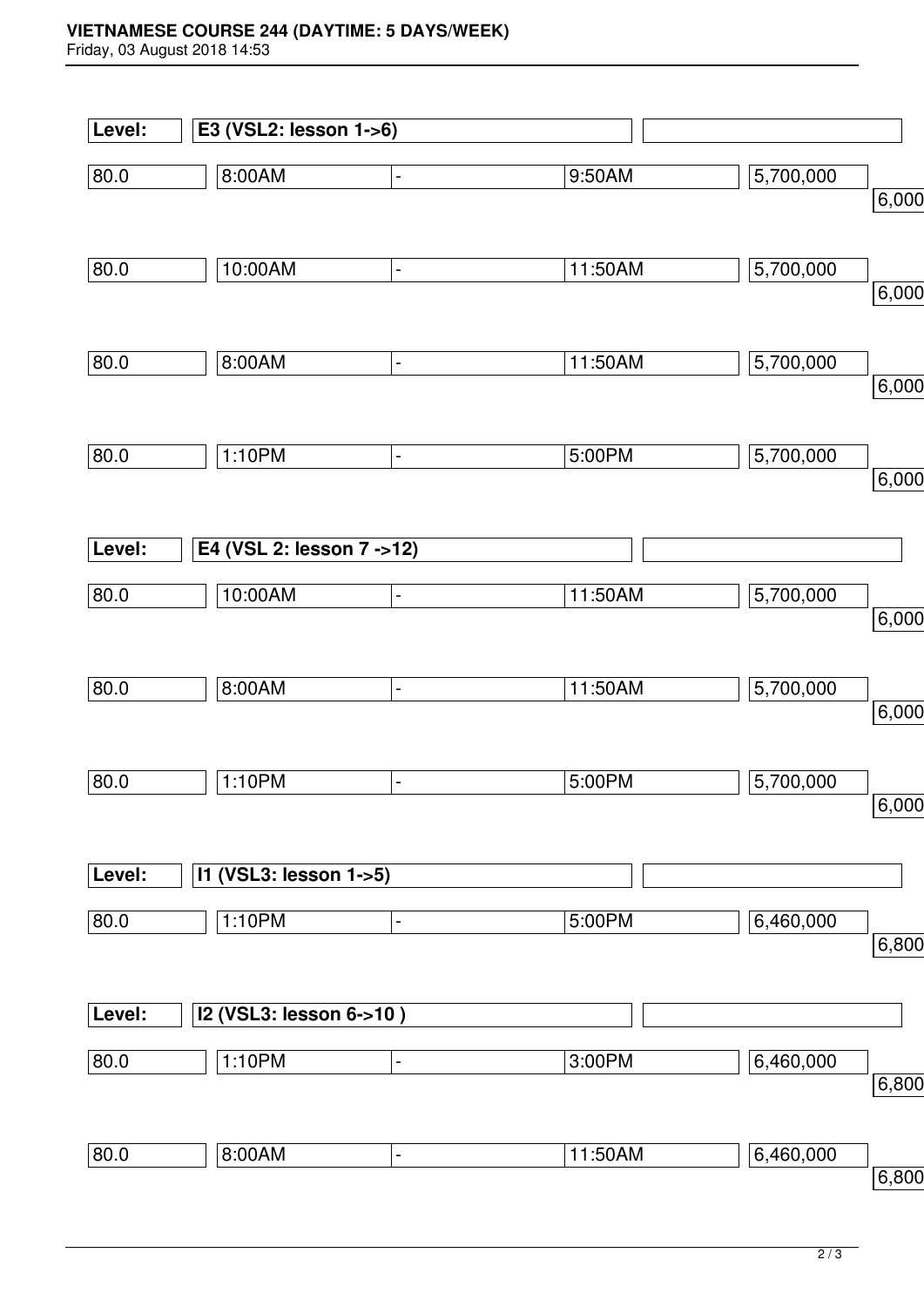**Level:** | **E3 (VSL2: lesson 1->6)**

| | | | | | |
|---|---|---|---|---|---|
| 80.0 | 8:00AM | - | 9:50AM | 5,700,000 | 6,000 |
| 80.0 | 10:00AM | - | 11:50AM | 5,700,000 | 6,000 |
| 80.0 | 8:00AM | - | 11:50AM | 5,700,000 | 6,000 |
| 80.0 | 1:10PM | - | 5:00PM | 5,700,000 | 6,000 |

**Level:** | **E4 (VSL 2: lesson 7 ->12)**

| | | | | | |
|---|---|---|---|---|---|
| 80.0 | 10:00AM | - | 11:50AM | 5,700,000 | 6,000 |
| 80.0 | 8:00AM | - | 11:50AM | 5,700,000 | 6,000 |
| 80.0 | 1:10PM | - | 5:00PM | 5,700,000 | 6,000 |

**Level:** | **I1 (VSL3: lesson 1->5)**

| | | | | | |
|---|---|---|---|---|---|
| 80.0 | 1:10PM | - | 5:00PM | 6,460,000 | 6,800 |

**Level:** | **I2 (VSL3: lesson 6->10 )**

| | | | | | |
|---|---|---|---|---|---|
| 80.0 | 1:10PM | - | 3:00PM | 6,460,000 | 6,800 |
| 80.0 | 8:00AM | - | 11:50AM | 6,460,000 | 6,800 |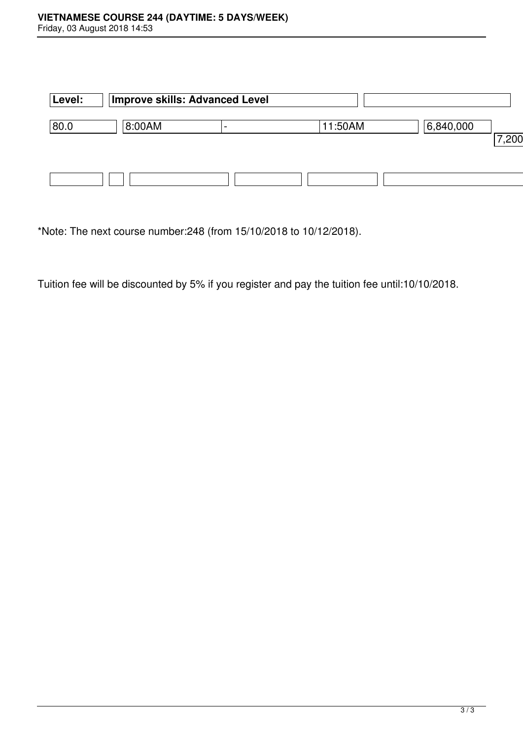| Level: | Improve skills: Advanced Level | | | | | |
|---|---|---|---|---|---|---|
| 80.0 | 8:00AM | - | 11:50AM | 6,840,000 | 7,200 | |
| | | | | | | |

*Note: The next course number:248 (from 15/10/2018 to 10/12/2018).

Tuition fee will be discounted by 5% if you register and pay the tuition fee until:10/10/2018.